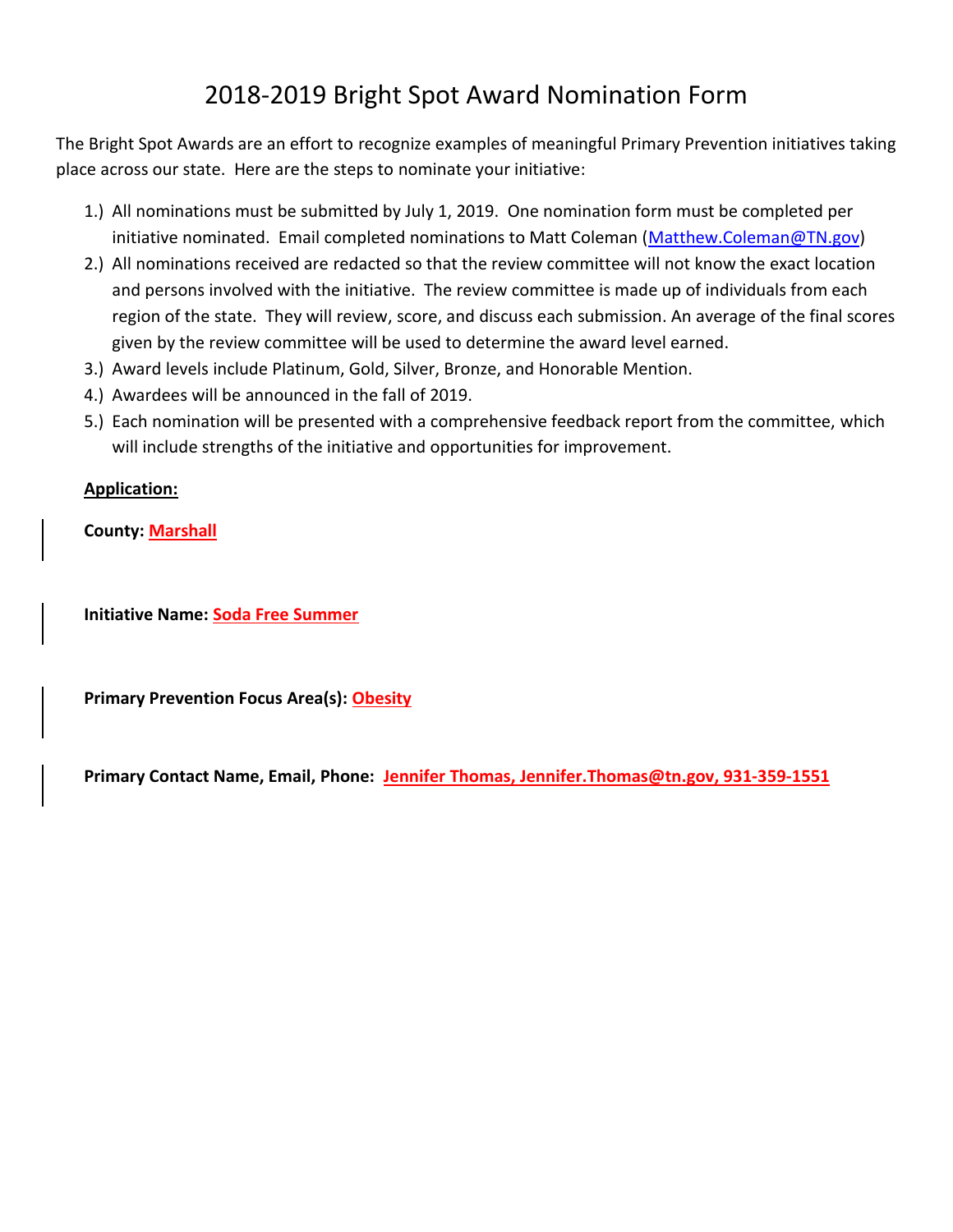# 2018-2019 Bright Spot Award Nomination Form

The Bright Spot Awards are an effort to recognize examples of meaningful Primary Prevention initiatives taking place across our state. Here are the steps to nominate your initiative:

1.) All nominations must be submitted by July 1, 2019. One nomination form must be completed per initiative nominated. Email completed nominations to Matt Coleman (Matthew.Coleman@TN.gov)
2.) All nominations received are redacted so that the review committee will not know the exact location and persons involved with the initiative. The review committee is made up of individuals from each region of the state. They will review, score, and discuss each submission. An average of the final scores given by the review committee will be used to determine the award level earned.
3.) Award levels include Platinum, Gold, Silver, Bronze, and Honorable Mention.
4.) Awardees will be announced in the fall of 2019.
5.) Each nomination will be presented with a comprehensive feedback report from the committee, which will include strengths of the initiative and opportunities for improvement.

**Application:**

**County:** Marshall

**Initiative Name:** Soda Free Summer

**Primary Prevention Focus Area(s):** Obesity

**Primary Contact Name, Email, Phone:** Jennifer Thomas, Jennifer.Thomas@tn.gov, 931-359-1551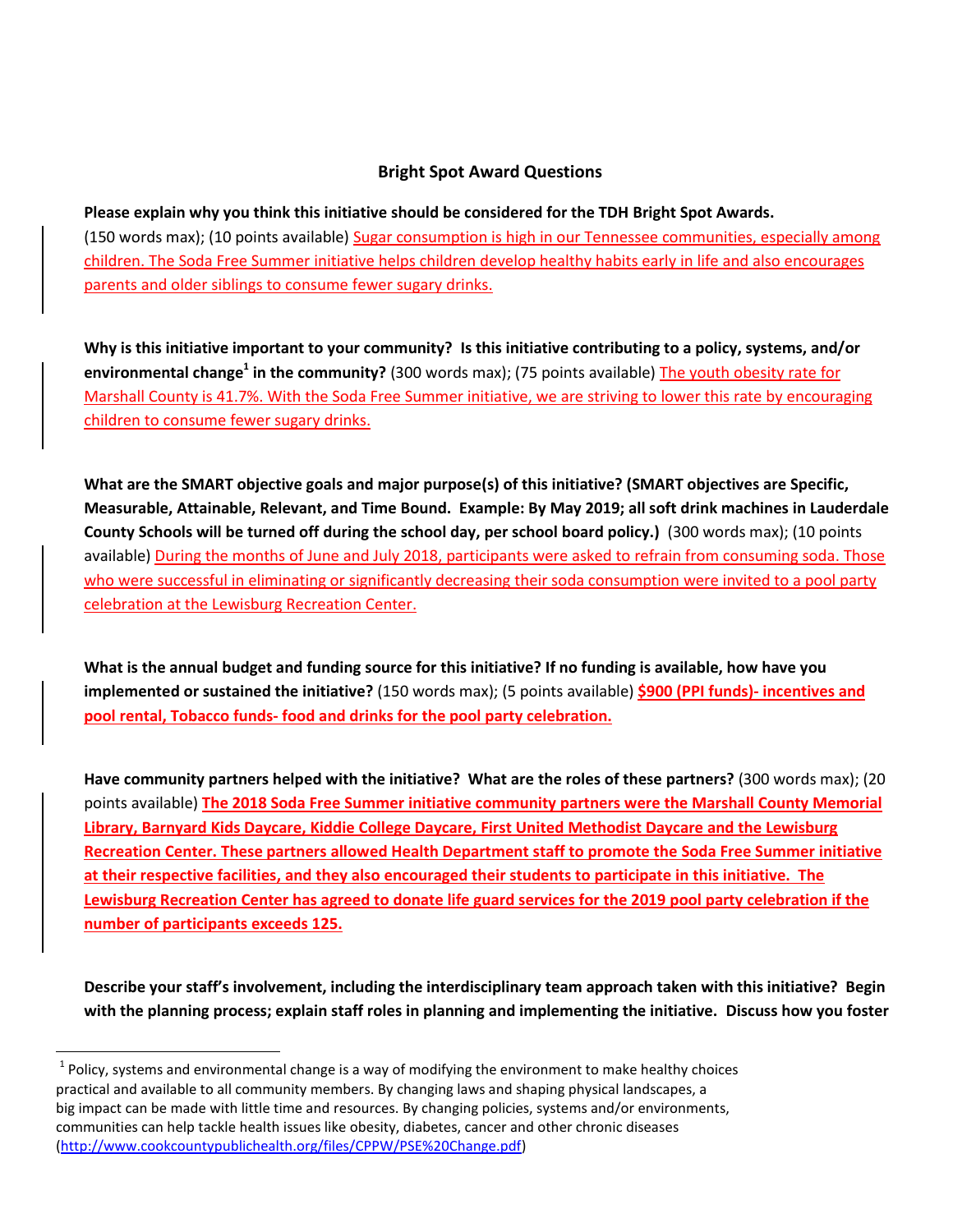### Bright Spot Award Questions

**Please explain why you think this initiative should be considered for the TDH Bright Spot Awards.** (150 words max); (10 points available) Sugar consumption is high in our Tennessee communities, especially among children. The Soda Free Summer initiative helps children develop healthy habits early in life and also encourages parents and older siblings to consume fewer sugary drinks.

**Why is this initiative important to your community? Is this initiative contributing to a policy, systems, and/or environmental change[1] in the community?** (300 words max); (75 points available) The youth obesity rate for Marshall County is 41.7%. With the Soda Free Summer initiative, we are striving to lower this rate by encouraging children to consume fewer sugary drinks.

**What are the SMART objective goals and major purpose(s) of this initiative? (SMART objectives are Specific, Measurable, Attainable, Relevant, and Time Bound. Example: By May 2019; all soft drink machines in Lauderdale County Schools will be turned off during the school day, per school board policy.)** (300 words max); (10 points available) During the months of June and July 2018, participants were asked to refrain from consuming soda. Those who were successful in eliminating or significantly decreasing their soda consumption were invited to a pool party celebration at the Lewisburg Recreation Center.

**What is the annual budget and funding source for this initiative? If no funding is available, how have you implemented or sustained the initiative?** (150 words max); (5 points available) **$900 (PPI funds)- incentives and pool rental, Tobacco funds- food and drinks for the pool party celebration.**

**Have community partners helped with the initiative? What are the roles of these partners?** (300 words max); (20 points available) **The 2018 Soda Free Summer initiative community partners were the Marshall County Memorial Library, Barnyard Kids Daycare, Kiddie College Daycare, First United Methodist Daycare and the Lewisburg Recreation Center. These partners allowed Health Department staff to promote the Soda Free Summer initiative at their respective facilities, and they also encouraged their students to participate in this initiative. The Lewisburg Recreation Center has agreed to donate life guard services for the 2019 pool party celebration if the number of participants exceeds 125.**

**Describe your staff's involvement, including the interdisciplinary team approach taken with this initiative? Begin with the planning process; explain staff roles in planning and implementing the initiative. Discuss how you foster**

---

[1] Policy, systems and environmental change is a way of modifying the environment to make healthy choices practical and available to all community members. By changing laws and shaping physical landscapes, a big impact can be made with little time and resources. By changing policies, systems and/or environments, communities can help tackle health issues like obesity, diabetes, cancer and other chronic diseases (http://www.cookcountypublichealth.org/files/CPPW/PSE%20Change.pdf)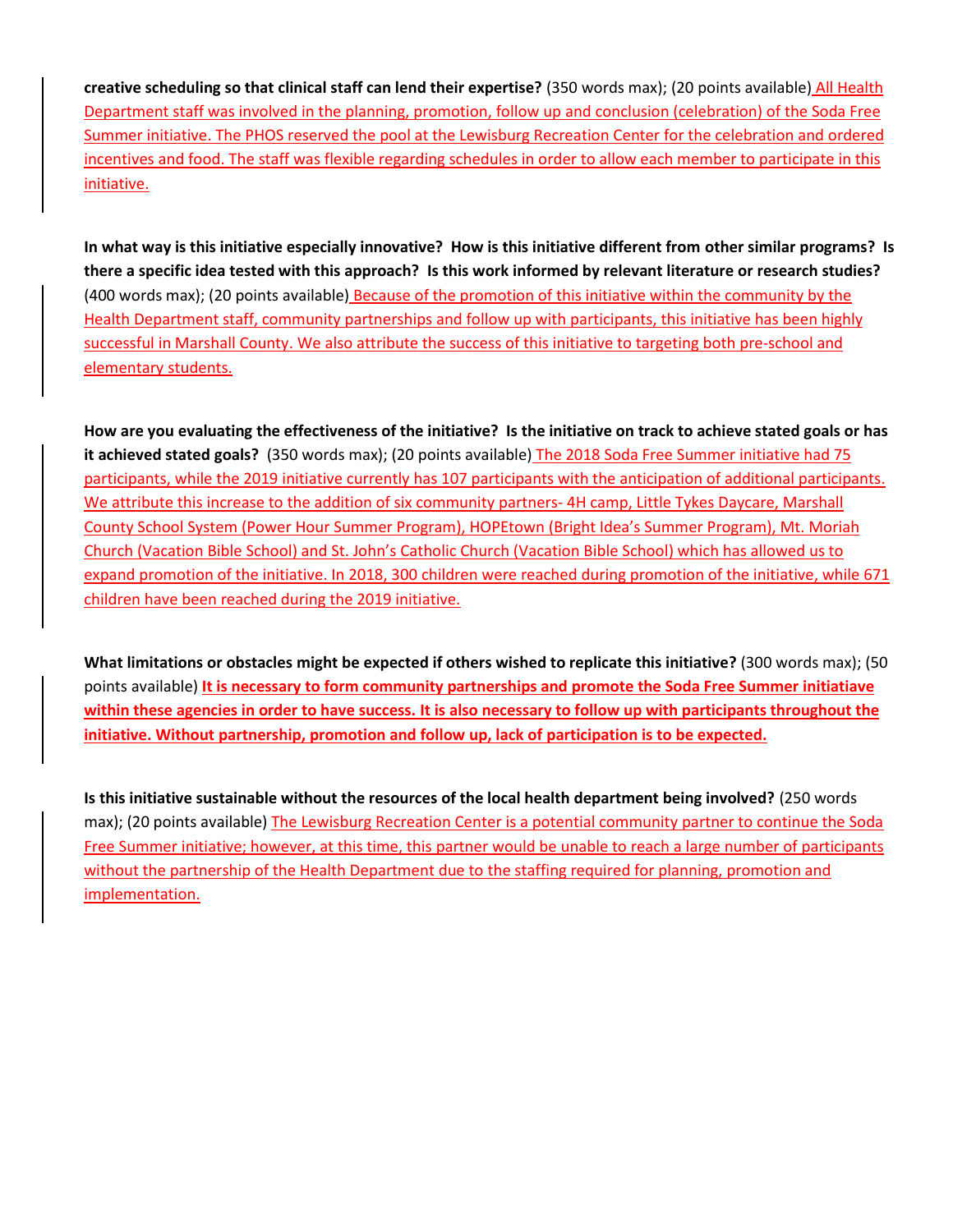**creative scheduling so that clinical staff can lend their expertise?** (350 words max); (20 points available) All Health Department staff was involved in the planning, promotion, follow up and conclusion (celebration) of the Soda Free Summer initiative. The PHOS reserved the pool at the Lewisburg Recreation Center for the celebration and ordered incentives and food. The staff was flexible regarding schedules in order to allow each member to participate in this initiative.

**In what way is this initiative especially innovative? How is this initiative different from other similar programs? Is there a specific idea tested with this approach? Is this work informed by relevant literature or research studies?** (400 words max); (20 points available) Because of the promotion of this initiative within the community by the Health Department staff, community partnerships and follow up with participants, this initiative has been highly successful in Marshall County. We also attribute the success of this initiative to targeting both pre-school and elementary students.

**How are you evaluating the effectiveness of the initiative? Is the initiative on track to achieve stated goals or has it achieved stated goals?** (350 words max); (20 points available) The 2018 Soda Free Summer initiative had 75 participants, while the 2019 initiative currently has 107 participants with the anticipation of additional participants. We attribute this increase to the addition of six community partners- 4H camp, Little Tykes Daycare, Marshall County School System (Power Hour Summer Program), HOPEtown (Bright Idea's Summer Program), Mt. Moriah Church (Vacation Bible School) and St. John's Catholic Church (Vacation Bible School) which has allowed us to expand promotion of the initiative. In 2018, 300 children were reached during promotion of the initiative, while 671 children have been reached during the 2019 initiative.

**What limitations or obstacles might be expected if others wished to replicate this initiative?** (300 words max); (50 points available) **It is necessary to form community partnerships and promote the Soda Free Summer initiatiave within these agencies in order to have success. It is also necessary to follow up with participants throughout the initiative. Without partnership, promotion and follow up, lack of participation is to be expected.**

**Is this initiative sustainable without the resources of the local health department being involved?** (250 words max); (20 points available) The Lewisburg Recreation Center is a potential community partner to continue the Soda Free Summer initiative; however, at this time, this partner would be unable to reach a large number of participants without the partnership of the Health Department due to the staffing required for planning, promotion and implementation.